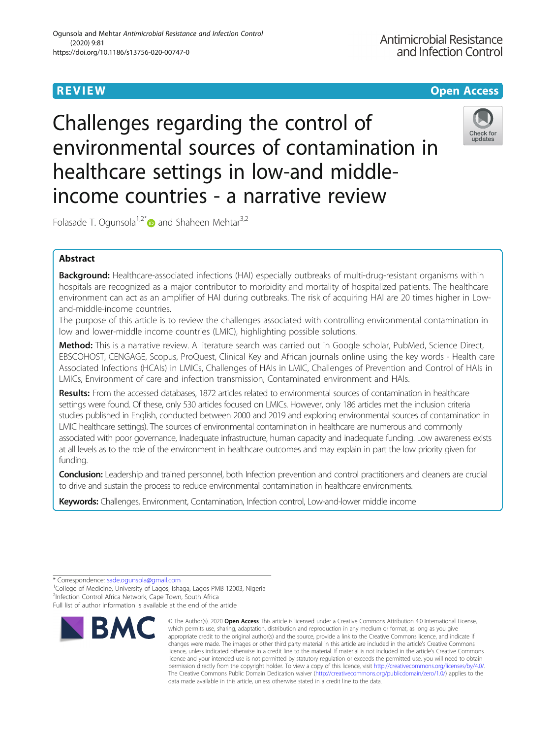REVIEW Open Access

# Challenges regarding the control of environmental sources of contamination in healthcare settings in low-and middle-income countries - a narrative review

Folasade T. Ogunsola[1,2*] and Shaheen Mehtar[3,2]

## Abstract

**Background:** Healthcare-associated infections (HAI) especially outbreaks of multi-drug-resistant organisms within hospitals are recognized as a major contributor to morbidity and mortality of hospitalized patients. The healthcare environment can act as an amplifier of HAI during outbreaks. The risk of acquiring HAI are 20 times higher in Low-and-middle-income countries.

The purpose of this article is to review the challenges associated with controlling environmental contamination in low and lower-middle income countries (LMIC), highlighting possible solutions.

**Method:** This is a narrative review. A literature search was carried out in Google scholar, PubMed, Science Direct, EBSCOHOST, CENGAGE, Scopus, ProQuest, Clinical Key and African journals online using the key words - Health care Associated Infections (HCAIs) in LMICs, Challenges of HAIs in LMIC, Challenges of Prevention and Control of HAIs in LMICs, Environment of care and infection transmission, Contaminated environment and HAIs.

**Results:** From the accessed databases, 1872 articles related to environmental sources of contamination in healthcare settings were found. Of these, only 530 articles focused on LMICs. However, only 186 articles met the inclusion criteria studies published in English, conducted between 2000 and 2019 and exploring environmental sources of contamination in LMIC healthcare settings). The sources of environmental contamination in healthcare are numerous and commonly associated with poor governance, Inadequate infrastructure, human capacity and inadequate funding. Low awareness exists at all levels as to the role of the environment in healthcare outcomes and may explain in part the low priority given for funding.

**Conclusion:** Leadership and trained personnel, both Infection prevention and control practitioners and cleaners are crucial to drive and sustain the process to reduce environmental contamination in healthcare environments.

**Keywords:** Challenges, Environment, Contamination, Infection control, Low-and-lower middle income

---

\* Correspondence: sade.ogunsola@gmail.com

[1] College of Medicine, University of Lagos, Ishaga, Lagos PMB 12003, Nigeria

[2] Infection Control Africa Network, Cape Town, South Africa

Full list of author information is available at the end of the article

© The Author(s). 2020 **Open Access** This article is licensed under a Creative Commons Attribution 4.0 International License, which permits use, sharing, adaptation, distribution and reproduction in any medium or format, as long as you give appropriate credit to the original author(s) and the source, provide a link to the Creative Commons licence, and indicate if changes were made. The images or other third party material in this article are included in the article's Creative Commons licence, unless indicated otherwise in a credit line to the material. If material is not included in the article's Creative Commons licence and your intended use is not permitted by statutory regulation or exceeds the permitted use, you will need to obtain permission directly from the copyright holder. To view a copy of this licence, visit http://creativecommons.org/licenses/by/4.0/. The Creative Commons Public Domain Dedication waiver (http://creativecommons.org/publicdomain/zero/1.0/) applies to the data made available in this article, unless otherwise stated in a credit line to the data.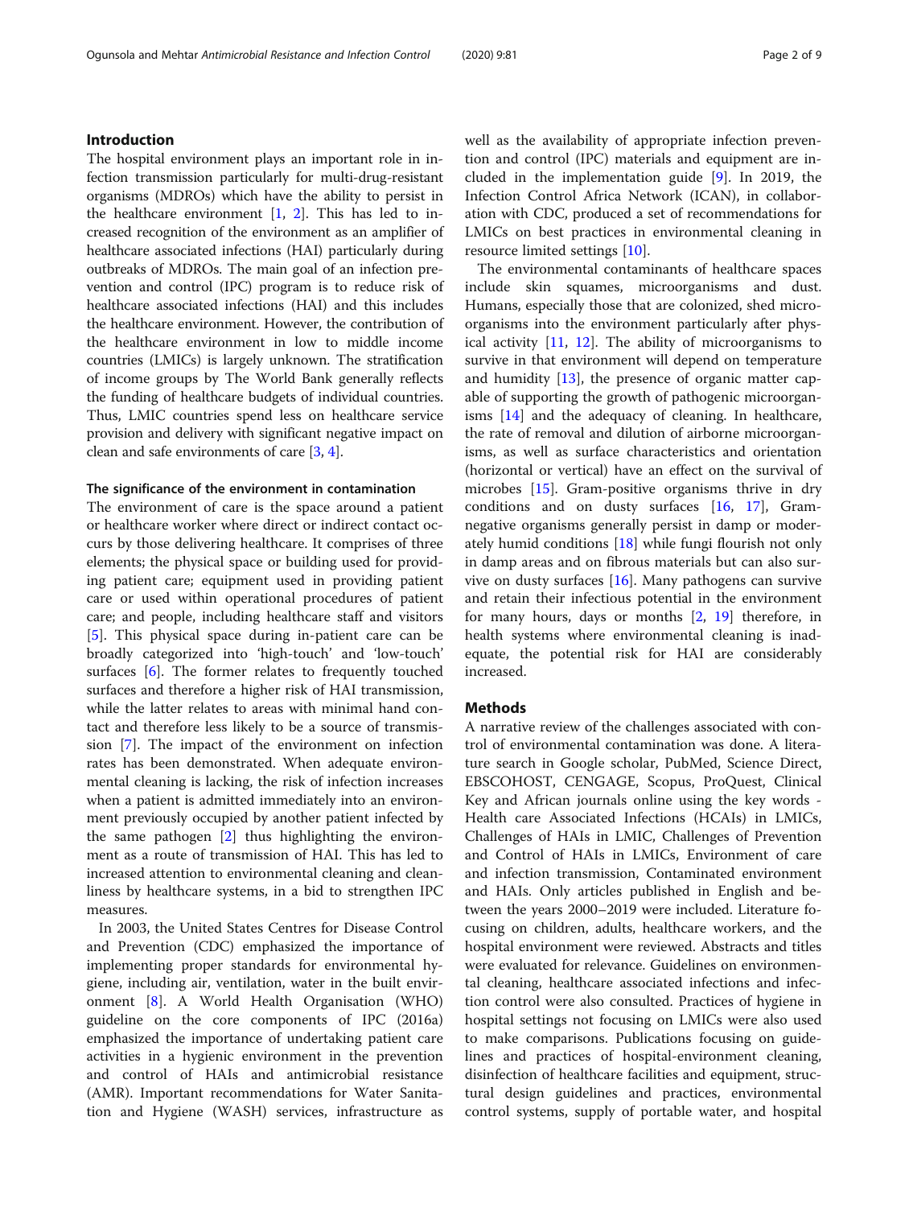## Introduction

The hospital environment plays an important role in infection transmission particularly for multi-drug-resistant organisms (MDROs) which have the ability to persist in the healthcare environment [1, 2]. This has led to increased recognition of the environment as an amplifier of healthcare associated infections (HAI) particularly during outbreaks of MDROs. The main goal of an infection prevention and control (IPC) program is to reduce risk of healthcare associated infections (HAI) and this includes the healthcare environment. However, the contribution of the healthcare environment in low to middle income countries (LMICs) is largely unknown. The stratification of income groups by The World Bank generally reflects the funding of healthcare budgets of individual countries. Thus, LMIC countries spend less on healthcare service provision and delivery with significant negative impact on clean and safe environments of care [3, 4].

### The significance of the environment in contamination

The environment of care is the space around a patient or healthcare worker where direct or indirect contact occurs by those delivering healthcare. It comprises of three elements; the physical space or building used for providing patient care; equipment used in providing patient care or used within operational procedures of patient care; and people, including healthcare staff and visitors [5]. This physical space during in-patient care can be broadly categorized into 'high-touch' and 'low-touch' surfaces [6]. The former relates to frequently touched surfaces and therefore a higher risk of HAI transmission, while the latter relates to areas with minimal hand contact and therefore less likely to be a source of transmission [7]. The impact of the environment on infection rates has been demonstrated. When adequate environmental cleaning is lacking, the risk of infection increases when a patient is admitted immediately into an environment previously occupied by another patient infected by the same pathogen [2] thus highlighting the environment as a route of transmission of HAI. This has led to increased attention to environmental cleaning and cleanliness by healthcare systems, in a bid to strengthen IPC measures.

In 2003, the United States Centres for Disease Control and Prevention (CDC) emphasized the importance of implementing proper standards for environmental hygiene, including air, ventilation, water in the built environment [8]. A World Health Organisation (WHO) guideline on the core components of IPC (2016a) emphasized the importance of undertaking patient care activities in a hygienic environment in the prevention and control of HAIs and antimicrobial resistance (AMR). Important recommendations for Water Sanitation and Hygiene (WASH) services, infrastructure as well as the availability of appropriate infection prevention and control (IPC) materials and equipment are included in the implementation guide [9]. In 2019, the Infection Control Africa Network (ICAN), in collaboration with CDC, produced a set of recommendations for LMICs on best practices in environmental cleaning in resource limited settings [10].

The environmental contaminants of healthcare spaces include skin squames, microorganisms and dust. Humans, especially those that are colonized, shed microorganisms into the environment particularly after physical activity [11, 12]. The ability of microorganisms to survive in that environment will depend on temperature and humidity [13], the presence of organic matter capable of supporting the growth of pathogenic microorganisms [14] and the adequacy of cleaning. In healthcare, the rate of removal and dilution of airborne microorganisms, as well as surface characteristics and orientation (horizontal or vertical) have an effect on the survival of microbes [15]. Gram-positive organisms thrive in dry conditions and on dusty surfaces [16, 17], Gram-negative organisms generally persist in damp or moderately humid conditions [18] while fungi flourish not only in damp areas and on fibrous materials but can also survive on dusty surfaces [16]. Many pathogens can survive and retain their infectious potential in the environment for many hours, days or months [2, 19] therefore, in health systems where environmental cleaning is inadequate, the potential risk for HAI are considerably increased.

## Methods

A narrative review of the challenges associated with control of environmental contamination was done. A literature search in Google scholar, PubMed, Science Direct, EBSCOHOST, CENGAGE, Scopus, ProQuest, Clinical Key and African journals online using the key words - Health care Associated Infections (HCAIs) in LMICs, Challenges of HAIs in LMIC, Challenges of Prevention and Control of HAIs in LMICs, Environment of care and infection transmission, Contaminated environment and HAIs. Only articles published in English and between the years 2000–2019 were included. Literature focusing on children, adults, healthcare workers, and the hospital environment were reviewed. Abstracts and titles were evaluated for relevance. Guidelines on environmental cleaning, healthcare associated infections and infection control were also consulted. Practices of hygiene in hospital settings not focusing on LMICs were also used to make comparisons. Publications focusing on guidelines and practices of hospital-environment cleaning, disinfection of healthcare facilities and equipment, structural design guidelines and practices, environmental control systems, supply of portable water, and hospital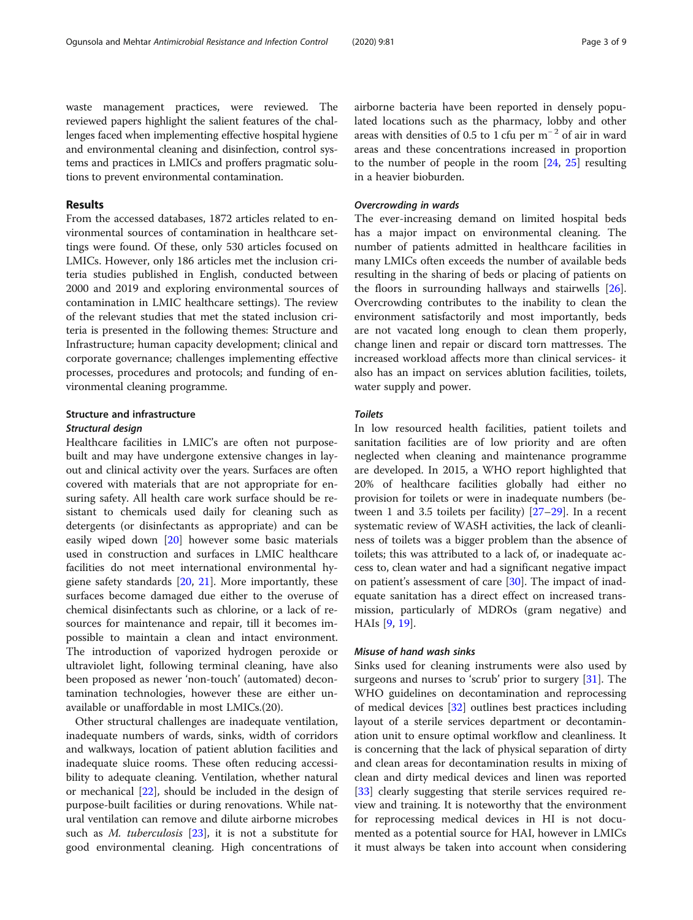waste management practices, were reviewed. The reviewed papers highlight the salient features of the challenges faced when implementing effective hospital hygiene and environmental cleaning and disinfection, control systems and practices in LMICs and proffers pragmatic solutions to prevent environmental contamination.

## Results

From the accessed databases, 1872 articles related to environmental sources of contamination in healthcare settings were found. Of these, only 530 articles focused on LMICs. However, only 186 articles met the inclusion criteria studies published in English, conducted between 2000 and 2019 and exploring environmental sources of contamination in LMIC healthcare settings). The review of the relevant studies that met the stated inclusion criteria is presented in the following themes: Structure and Infrastructure; human capacity development; clinical and corporate governance; challenges implementing effective processes, procedures and protocols; and funding of environmental cleaning programme.

### Structure and infrastructure

#### *Structural design*

Healthcare facilities in LMIC's are often not purpose-built and may have undergone extensive changes in layout and clinical activity over the years. Surfaces are often covered with materials that are not appropriate for ensuring safety. All health care work surface should be resistant to chemicals used daily for cleaning such as detergents (or disinfectants as appropriate) and can be easily wiped down [20] however some basic materials used in construction and surfaces in LMIC healthcare facilities do not meet international environmental hygiene safety standards [20, 21]. More importantly, these surfaces become damaged due either to the overuse of chemical disinfectants such as chlorine, or a lack of resources for maintenance and repair, till it becomes impossible to maintain a clean and intact environment. The introduction of vaporized hydrogen peroxide or ultraviolet light, following terminal cleaning, have also been proposed as newer 'non-touch' (automated) decontamination technologies, however these are either unavailable or unaffordable in most LMICs.(20).

Other structural challenges are inadequate ventilation, inadequate numbers of wards, sinks, width of corridors and walkways, location of patient ablution facilities and inadequate sluice rooms. These often reducing accessibility to adequate cleaning. Ventilation, whether natural or mechanical [22], should be included in the design of purpose-built facilities or during renovations. While natural ventilation can remove and dilute airborne microbes such as *M. tuberculosis* [23], it is not a substitute for good environmental cleaning. High concentrations of airborne bacteria have been reported in densely populated locations such as the pharmacy, lobby and other areas with densities of 0.5 to 1 cfu per $m^{-2}$ of air in ward areas and these concentrations increased in proportion to the number of people in the room [24, 25] resulting in a heavier bioburden.

#### *Overcrowding in wards*

The ever-increasing demand on limited hospital beds has a major impact on environmental cleaning. The number of patients admitted in healthcare facilities in many LMICs often exceeds the number of available beds resulting in the sharing of beds or placing of patients on the floors in surrounding hallways and stairwells [26]. Overcrowding contributes to the inability to clean the environment satisfactorily and most importantly, beds are not vacated long enough to clean them properly, change linen and repair or discard torn mattresses. The increased workload affects more than clinical services- it also has an impact on services ablution facilities, toilets, water supply and power.

#### *Toilets*

In low resourced health facilities, patient toilets and sanitation facilities are of low priority and are often neglected when cleaning and maintenance programme are developed. In 2015, a WHO report highlighted that 20% of healthcare facilities globally had either no provision for toilets or were in inadequate numbers (between 1 and 3.5 toilets per facility) [27–29]. In a recent systematic review of WASH activities, the lack of cleanliness of toilets was a bigger problem than the absence of toilets; this was attributed to a lack of, or inadequate access to, clean water and had a significant negative impact on patient's assessment of care [30]. The impact of inadequate sanitation has a direct effect on increased transmission, particularly of MDROs (gram negative) and HAIs [9, 19].

#### *Misuse of hand wash sinks*

Sinks used for cleaning instruments were also used by surgeons and nurses to 'scrub' prior to surgery [31]. The WHO guidelines on decontamination and reprocessing of medical devices [32] outlines best practices including layout of a sterile services department or decontamination unit to ensure optimal workflow and cleanliness. It is concerning that the lack of physical separation of dirty and clean areas for decontamination results in mixing of clean and dirty medical devices and linen was reported [33] clearly suggesting that sterile services required review and training. It is noteworthy that the environment for reprocessing medical devices in HI is not documented as a potential source for HAI, however in LMICs it must always be taken into account when considering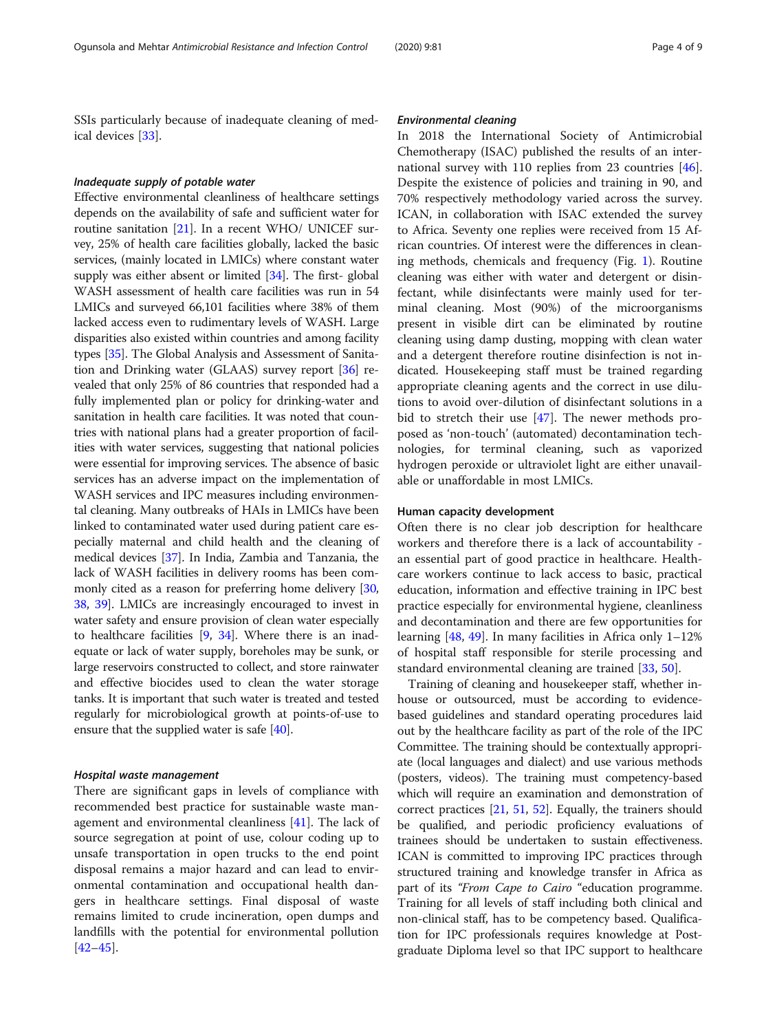SSIs particularly because of inadequate cleaning of medical devices [33].

#### *Inadequate supply of potable water*

Effective environmental cleanliness of healthcare settings depends on the availability of safe and sufficient water for routine sanitation [21]. In a recent WHO/ UNICEF survey, 25% of health care facilities globally, lacked the basic services, (mainly located in LMICs) where constant water supply was either absent or limited [34]. The first- global WASH assessment of health care facilities was run in 54 LMICs and surveyed 66,101 facilities where 38% of them lacked access even to rudimentary levels of WASH. Large disparities also existed within countries and among facility types [35]. The Global Analysis and Assessment of Sanitation and Drinking water (GLAAS) survey report [36] revealed that only 25% of 86 countries that responded had a fully implemented plan or policy for drinking-water and sanitation in health care facilities. It was noted that countries with national plans had a greater proportion of facilities with water services, suggesting that national policies were essential for improving services. The absence of basic services has an adverse impact on the implementation of WASH services and IPC measures including environmental cleaning. Many outbreaks of HAIs in LMICs have been linked to contaminated water used during patient care especially maternal and child health and the cleaning of medical devices [37]. In India, Zambia and Tanzania, the lack of WASH facilities in delivery rooms has been commonly cited as a reason for preferring home delivery [30, 38, 39]. LMICs are increasingly encouraged to invest in water safety and ensure provision of clean water especially to healthcare facilities [9, 34]. Where there is an inadequate or lack of water supply, boreholes may be sunk, or large reservoirs constructed to collect, and store rainwater and effective biocides used to clean the water storage tanks. It is important that such water is treated and tested regularly for microbiological growth at points-of-use to ensure that the supplied water is safe [40].

#### *Hospital waste management*

There are significant gaps in levels of compliance with recommended best practice for sustainable waste management and environmental cleanliness [41]. The lack of source segregation at point of use, colour coding up to unsafe transportation in open trucks to the end point disposal remains a major hazard and can lead to environmental contamination and occupational health dangers in healthcare settings. Final disposal of waste remains limited to crude incineration, open dumps and landfills with the potential for environmental pollution [42–45].

#### *Environmental cleaning*

In 2018 the International Society of Antimicrobial Chemotherapy (ISAC) published the results of an international survey with 110 replies from 23 countries [46]. Despite the existence of policies and training in 90, and 70% respectively methodology varied across the survey. ICAN, in collaboration with ISAC extended the survey to Africa. Seventy one replies were received from 15 African countries. Of interest were the differences in cleaning methods, chemicals and frequency (Fig. 1). Routine cleaning was either with water and detergent or disinfectant, while disinfectants were mainly used for terminal cleaning. Most (90%) of the microorganisms present in visible dirt can be eliminated by routine cleaning using damp dusting, mopping with clean water and a detergent therefore routine disinfection is not indicated. Housekeeping staff must be trained regarding appropriate cleaning agents and the correct in use dilutions to avoid over-dilution of disinfectant solutions in a bid to stretch their use [47]. The newer methods proposed as 'non-touch' (automated) decontamination technologies, for terminal cleaning, such as vaporized hydrogen peroxide or ultraviolet light are either unavailable or unaffordable in most LMICs.

### Human capacity development

Often there is no clear job description for healthcare workers and therefore there is a lack of accountability - an essential part of good practice in healthcare. Healthcare workers continue to lack access to basic, practical education, information and effective training in IPC best practice especially for environmental hygiene, cleanliness and decontamination and there are few opportunities for learning [48, 49]. In many facilities in Africa only 1–12% of hospital staff responsible for sterile processing and standard environmental cleaning are trained [33, 50].

Training of cleaning and housekeeper staff, whether in-house or outsourced, must be according to evidence-based guidelines and standard operating procedures laid out by the healthcare facility as part of the role of the IPC Committee. The training should be contextually appropriate (local languages and dialect) and use various methods (posters, videos). The training must competency-based which will require an examination and demonstration of correct practices [21, 51, 52]. Equally, the trainers should be qualified, and periodic proficiency evaluations of trainees should be undertaken to sustain effectiveness. ICAN is committed to improving IPC practices through structured training and knowledge transfer in Africa as part of its *"From Cape to Cairo "*education programme. Training for all levels of staff including both clinical and non-clinical staff, has to be competency based. Qualification for IPC professionals requires knowledge at Post-graduate Diploma level so that IPC support to healthcare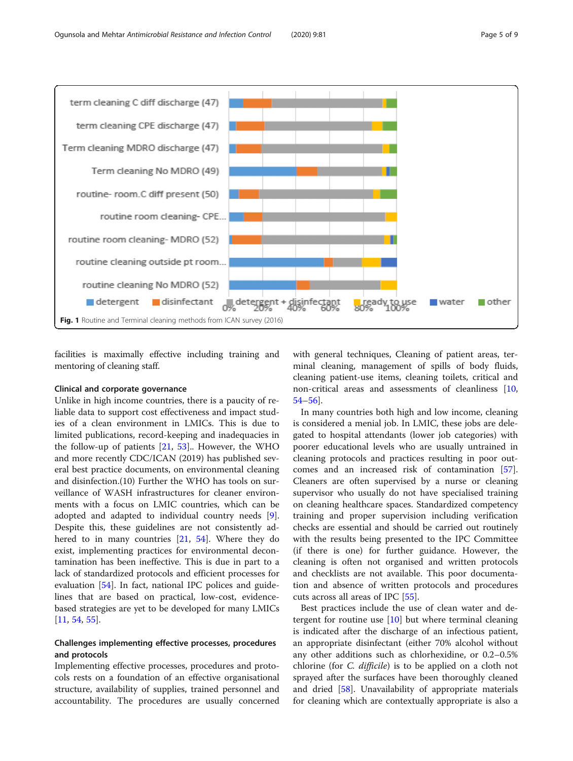Fig. 1 Routine and Terminal cleaning methods from ICAN survey (2016)

facilities is maximally effective including training and mentoring of cleaning staff.

### Clinical and corporate governance

Unlike in high income countries, there is a paucity of reliable data to support cost effectiveness and impact studies of a clean environment in LMICs. This is due to limited publications, record-keeping and inadequacies in the follow-up of patients [21, 53].. However, the WHO and more recently CDC/ICAN (2019) has published several best practice documents, on environmental cleaning and disinfection.(10) Further the WHO has tools on surveillance of WASH infrastructures for cleaner environments with a focus on LMIC countries, which can be adopted and adapted to individual country needs [9]. Despite this, these guidelines are not consistently adhered to in many countries [21, 54]. Where they do exist, implementing practices for environmental decontamination has been ineffective. This is due in part to a lack of standardized protocols and efficient processes for evaluation [54]. In fact, national IPC polices and guidelines that are based on practical, low-cost, evidence-based strategies are yet to be developed for many LMICs [11, 54, 55].

### Challenges implementing effective processes, procedures and protocols

Implementing effective processes, procedures and protocols rests on a foundation of an effective organisational structure, availability of supplies, trained personnel and accountability. The procedures are usually concerned with general techniques, Cleaning of patient areas, terminal cleaning, management of spills of body fluids, cleaning patient-use items, cleaning toilets, critical and non-critical areas and assessments of cleanliness [10, 54–56].

In many countries both high and low income, cleaning is considered a menial job. In LMIC, these jobs are delegated to hospital attendants (lower job categories) with poorer educational levels who are usually untrained in cleaning protocols and practices resulting in poor outcomes and an increased risk of contamination [57]. Cleaners are often supervised by a nurse or cleaning supervisor who usually do not have specialised training on cleaning healthcare spaces. Standardized competency training and proper supervision including verification checks are essential and should be carried out routinely with the results being presented to the IPC Committee (if there is one) for further guidance. However, the cleaning is often not organised and written protocols and checklists are not available. This poor documentation and absence of written protocols and procedures cuts across all areas of IPC [55].

Best practices include the use of clean water and detergent for routine use [10] but where terminal cleaning is indicated after the discharge of an infectious patient, an appropriate disinfectant (either 70% alcohol without any other additions such as chlorhexidine, or 0.2–0.5% chlorine (for *C. difficile*) is to be applied on a cloth not sprayed after the surfaces have been thoroughly cleaned and dried [58]. Unavailability of appropriate materials for cleaning which are contextually appropriate is also a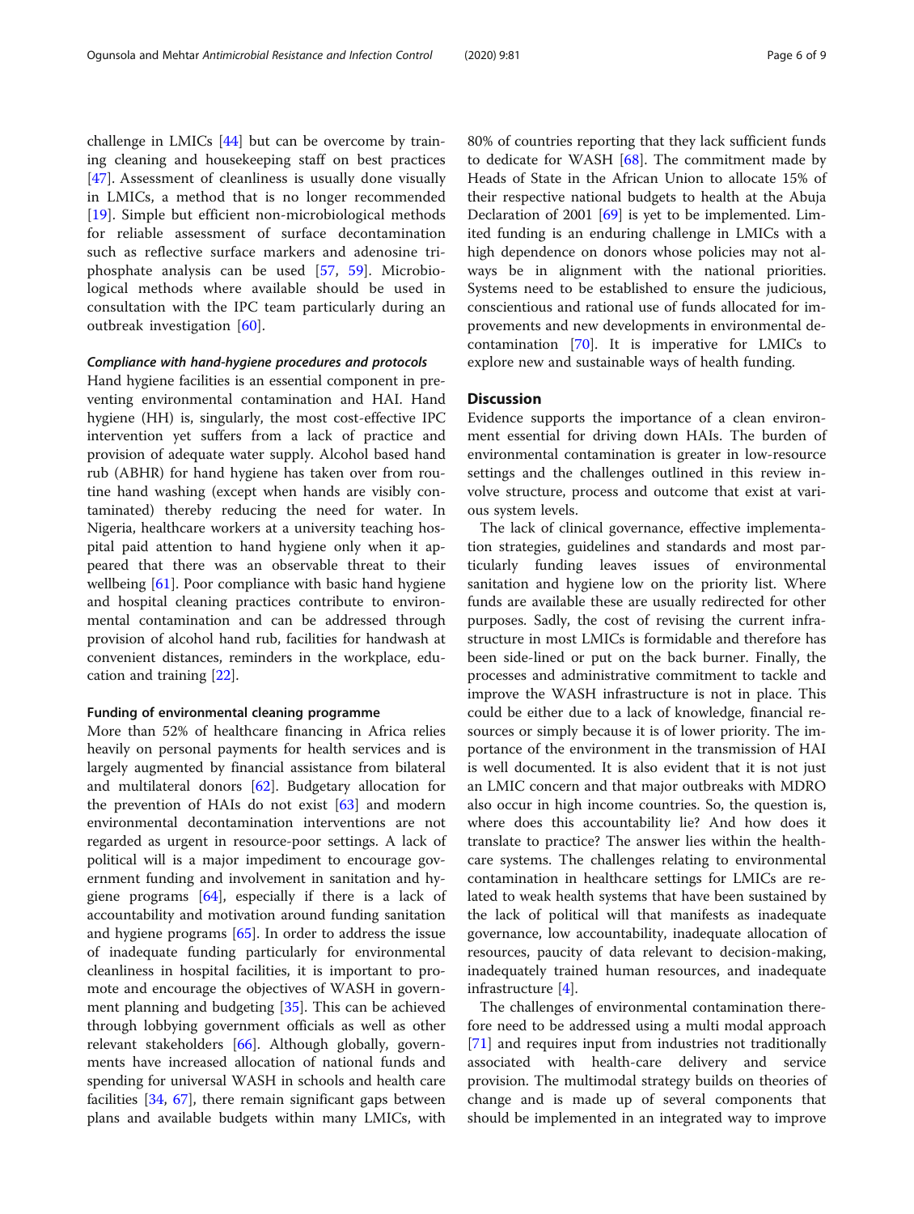challenge in LMICs [44] but can be overcome by training cleaning and housekeeping staff on best practices [47]. Assessment of cleanliness is usually done visually in LMICs, a method that is no longer recommended [19]. Simple but efficient non-microbiological methods for reliable assessment of surface decontamination such as reflective surface markers and adenosine triphosphate analysis can be used [57, 59]. Microbiological methods where available should be used in consultation with the IPC team particularly during an outbreak investigation [60].

#### *Compliance with hand-hygiene procedures and protocols*

Hand hygiene facilities is an essential component in preventing environmental contamination and HAI. Hand hygiene (HH) is, singularly, the most cost-effective IPC intervention yet suffers from a lack of practice and provision of adequate water supply. Alcohol based hand rub (ABHR) for hand hygiene has taken over from routine hand washing (except when hands are visibly contaminated) thereby reducing the need for water. In Nigeria, healthcare workers at a university teaching hospital paid attention to hand hygiene only when it appeared that there was an observable threat to their wellbeing [61]. Poor compliance with basic hand hygiene and hospital cleaning practices contribute to environmental contamination and can be addressed through provision of alcohol hand rub, facilities for handwash at convenient distances, reminders in the workplace, education and training [22].

#### Funding of environmental cleaning programme

More than 52% of healthcare financing in Africa relies heavily on personal payments for health services and is largely augmented by financial assistance from bilateral and multilateral donors [62]. Budgetary allocation for the prevention of HAIs do not exist [63] and modern environmental decontamination interventions are not regarded as urgent in resource-poor settings. A lack of political will is a major impediment to encourage government funding and involvement in sanitation and hygiene programs [64], especially if there is a lack of accountability and motivation around funding sanitation and hygiene programs [65]. In order to address the issue of inadequate funding particularly for environmental cleanliness in hospital facilities, it is important to promote and encourage the objectives of WASH in government planning and budgeting [35]. This can be achieved through lobbying government officials as well as other relevant stakeholders [66]. Although globally, governments have increased allocation of national funds and spending for universal WASH in schools and health care facilities [34, 67], there remain significant gaps between plans and available budgets within many LMICs, with 80% of countries reporting that they lack sufficient funds to dedicate for WASH [68]. The commitment made by Heads of State in the African Union to allocate 15% of their respective national budgets to health at the Abuja Declaration of 2001 [69] is yet to be implemented. Limited funding is an enduring challenge in LMICs with a high dependence on donors whose policies may not always be in alignment with the national priorities. Systems need to be established to ensure the judicious, conscientious and rational use of funds allocated for improvements and new developments in environmental decontamination [70]. It is imperative for LMICs to explore new and sustainable ways of health funding.

## Discussion

Evidence supports the importance of a clean environment essential for driving down HAIs. The burden of environmental contamination is greater in low-resource settings and the challenges outlined in this review involve structure, process and outcome that exist at various system levels.

The lack of clinical governance, effective implementation strategies, guidelines and standards and most particularly funding leaves issues of environmental sanitation and hygiene low on the priority list. Where funds are available these are usually redirected for other purposes. Sadly, the cost of revising the current infrastructure in most LMICs is formidable and therefore has been side-lined or put on the back burner. Finally, the processes and administrative commitment to tackle and improve the WASH infrastructure is not in place. This could be either due to a lack of knowledge, financial resources or simply because it is of lower priority. The importance of the environment in the transmission of HAI is well documented. It is also evident that it is not just an LMIC concern and that major outbreaks with MDRO also occur in high income countries. So, the question is, where does this accountability lie? And how does it translate to practice? The answer lies within the healthcare systems. The challenges relating to environmental contamination in healthcare settings for LMICs are related to weak health systems that have been sustained by the lack of political will that manifests as inadequate governance, low accountability, inadequate allocation of resources, paucity of data relevant to decision-making, inadequately trained human resources, and inadequate infrastructure [4].

The challenges of environmental contamination therefore need to be addressed using a multi modal approach [71] and requires input from industries not traditionally associated with health-care delivery and service provision. The multimodal strategy builds on theories of change and is made up of several components that should be implemented in an integrated way to improve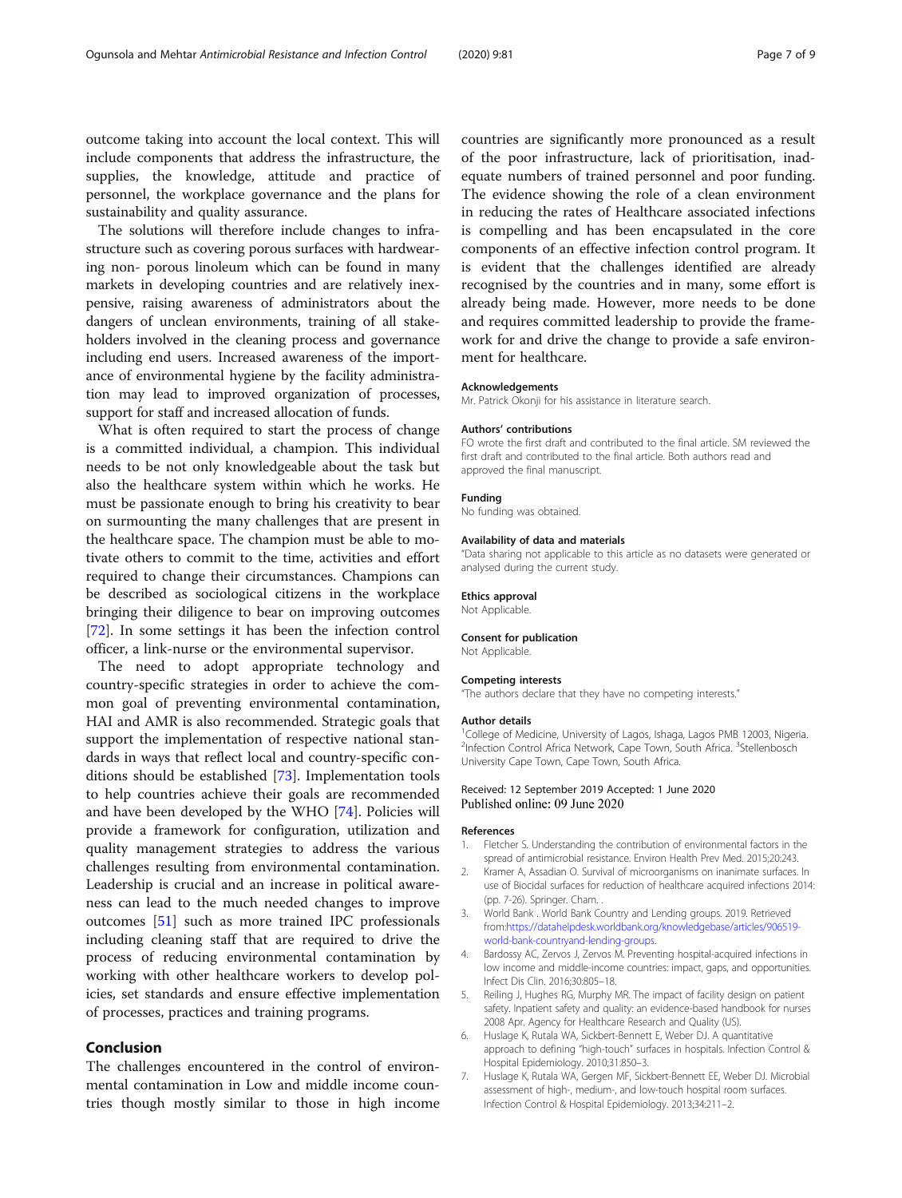outcome taking into account the local context. This will include components that address the infrastructure, the supplies, the knowledge, attitude and practice of personnel, the workplace governance and the plans for sustainability and quality assurance.

The solutions will therefore include changes to infrastructure such as covering porous surfaces with hardwearing non- porous linoleum which can be found in many markets in developing countries and are relatively inexpensive, raising awareness of administrators about the dangers of unclean environments, training of all stakeholders involved in the cleaning process and governance including end users. Increased awareness of the importance of environmental hygiene by the facility administration may lead to improved organization of processes, support for staff and increased allocation of funds.

What is often required to start the process of change is a committed individual, a champion. This individual needs to be not only knowledgeable about the task but also the healthcare system within which he works. He must be passionate enough to bring his creativity to bear on surmounting the many challenges that are present in the healthcare space. The champion must be able to motivate others to commit to the time, activities and effort required to change their circumstances. Champions can be described as sociological citizens in the workplace bringing their diligence to bear on improving outcomes [72]. In some settings it has been the infection control officer, a link-nurse or the environmental supervisor.

The need to adopt appropriate technology and country-specific strategies in order to achieve the common goal of preventing environmental contamination, HAI and AMR is also recommended. Strategic goals that support the implementation of respective national standards in ways that reflect local and country-specific conditions should be established [73]. Implementation tools to help countries achieve their goals are recommended and have been developed by the WHO [74]. Policies will provide a framework for configuration, utilization and quality management strategies to address the various challenges resulting from environmental contamination. Leadership is crucial and an increase in political awareness can lead to the much needed changes to improve outcomes [51] such as more trained IPC professionals including cleaning staff that are required to drive the process of reducing environmental contamination by working with other healthcare workers to develop policies, set standards and ensure effective implementation of processes, practices and training programs.

## Conclusion

The challenges encountered in the control of environmental contamination in Low and middle income countries though mostly similar to those in high income countries are significantly more pronounced as a result of the poor infrastructure, lack of prioritisation, inadequate numbers of trained personnel and poor funding. The evidence showing the role of a clean environment in reducing the rates of Healthcare associated infections is compelling and has been encapsulated in the core components of an effective infection control program. It is evident that the challenges identified are already recognised by the countries and in many, some effort is already being made. However, more needs to be done and requires committed leadership to provide the framework for and drive the change to provide a safe environment for healthcare.

#### Acknowledgements

Mr. Patrick Okonji for his assistance in literature search.

#### Authors' contributions

FO wrote the first draft and contributed to the final article. SM reviewed the first draft and contributed to the final article. Both authors read and approved the final manuscript.

#### Funding

No funding was obtained.

#### Availability of data and materials

"Data sharing not applicable to this article as no datasets were generated or analysed during the current study.

#### Ethics approval

Not Applicable.

#### Consent for publication

Not Applicable.

#### Competing interests

"The authors declare that they have no competing interests."

#### Author details

[1]College of Medicine, University of Lagos, Ishaga, Lagos PMB 12003, Nigeria. [2]Infection Control Africa Network, Cape Town, South Africa. [3]Stellenbosch University Cape Town, Cape Town, South Africa.

Received: 12 September 2019 Accepted: 1 June 2020
Published online: 09 June 2020

#### References

1. Fletcher S. Understanding the contribution of environmental factors in the spread of antimicrobial resistance. Environ Health Prev Med. 2015;20:243.
2. Kramer A, Assadian O. Survival of microorganisms on inanimate surfaces. In use of Biocidal surfaces for reduction of healthcare acquired infections 2014: (pp. 7-26). Springer. Cham. .
3. World Bank . World Bank Country and Lending groups. 2019. Retrieved from:https://datahelpdesk.worldbank.org/knowledgebase/articles/906519-world-bank-countryand-lending-groups.
4. Bardossy AC, Zervos J, Zervos M. Preventing hospital-acquired infections in low income and middle-income countries: impact, gaps, and opportunities. Infect Dis Clin. 2016;30:805–18.
5. Reiling J, Hughes RG, Murphy MR. The impact of facility design on patient safety. Inpatient safety and quality: an evidence-based handbook for nurses 2008 Apr. Agency for Healthcare Research and Quality (US).
6. Huslage K, Rutala WA, Sickbert-Bennett E, Weber DJ. A quantitative approach to defining "high-touch" surfaces in hospitals. Infection Control & Hospital Epidemiology. 2010;31:850–3.
7. Huslage K, Rutala WA, Gergen MF, Sickbert-Bennett EE, Weber DJ. Microbial assessment of high-, medium-, and low-touch hospital room surfaces. Infection Control & Hospital Epidemiology. 2013;34:211–2.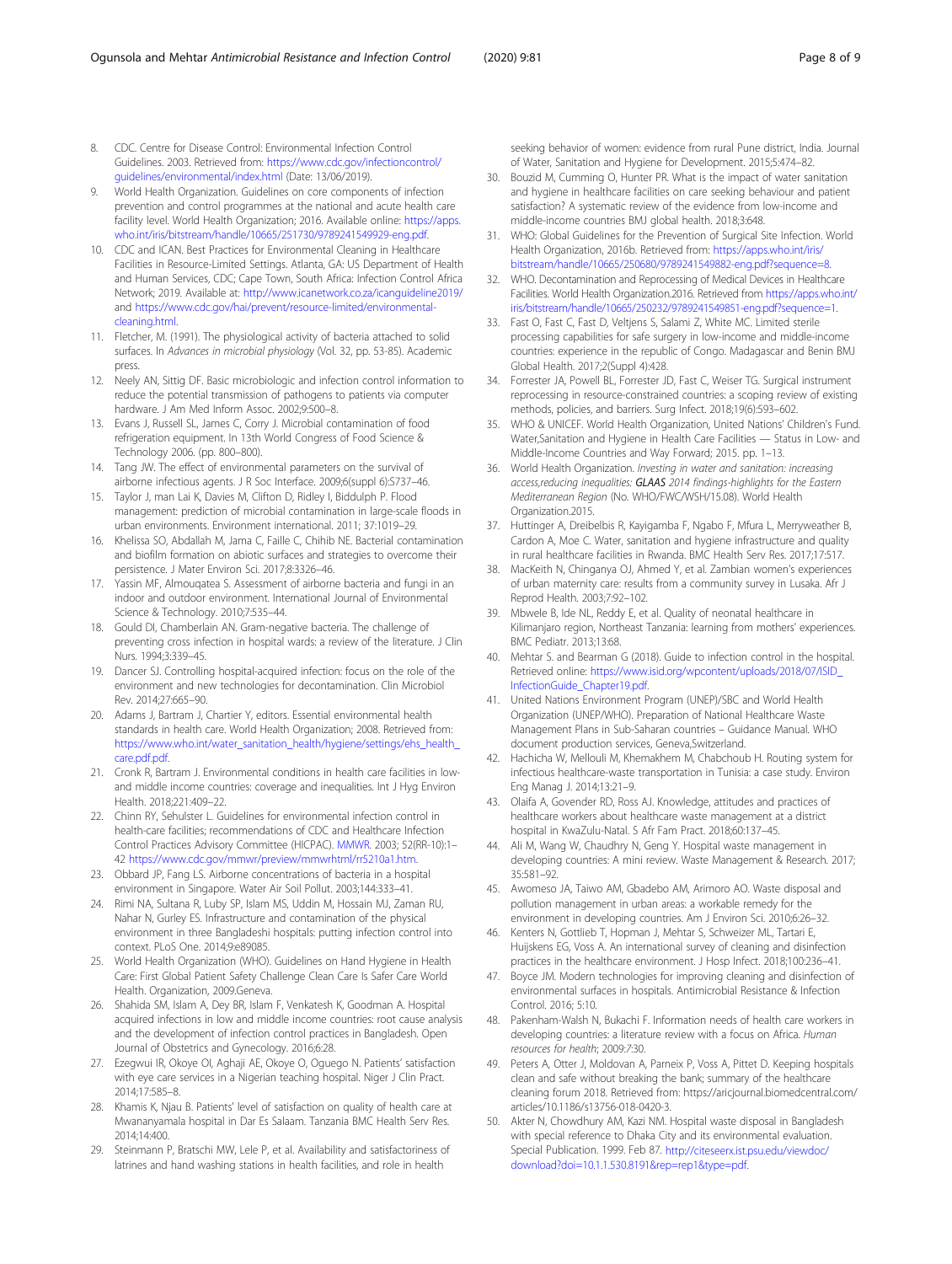8. CDC. Centre for Disease Control: Environmental Infection Control Guidelines. 2003. Retrieved from: https://www.cdc.gov/infectioncontrol/guidelines/environmental/index.html (Date: 13/06/2019).
9. World Health Organization. Guidelines on core components of infection prevention and control programmes at the national and acute health care facility level. World Health Organization; 2016. Available online: https://apps.who.int/iris/bitstream/handle/10665/251730/9789241549929-eng.pdf.
10. CDC and ICAN. Best Practices for Environmental Cleaning in Healthcare Facilities in Resource-Limited Settings. Atlanta, GA: US Department of Health and Human Services, CDC; Cape Town, South Africa: Infection Control Africa Network; 2019. Available at: http://www.icanetwork.co.za/icanguideline2019/ and https://www.cdc.gov/hai/prevent/resource-limited/environmental-cleaning.html.
11. Fletcher, M. (1991). The physiological activity of bacteria attached to solid surfaces. In *Advances in microbial physiology* (Vol. 32, pp. 53-85). Academic press.
12. Neely AN, Sittig DF. Basic microbiologic and infection control information to reduce the potential transmission of pathogens to patients via computer hardware. J Am Med Inform Assoc. 2002;9:500–8.
13. Evans J, Russell SL, James C, Corry J. Microbial contamination of food refrigeration equipment. In 13th World Congress of Food Science & Technology 2006. (pp. 800–800).
14. Tang JW. The effect of environmental parameters on the survival of airborne infectious agents. J R Soc Interface. 2009;6(suppl 6):S737–46.
15. Taylor J, man Lai K, Davies M, Clifton D, Ridley I, Biddulph P. Flood management: prediction of microbial contamination in large-scale floods in urban environments. Environment international. 2011; 37:1019–29.
16. Khelissa SO, Abdallah M, Jama C, Faille C, Chihib NE. Bacterial contamination and biofilm formation on abiotic surfaces and strategies to overcome their persistence. J Mater Environ Sci. 2017;8:3326–46.
17. Yassin MF, Almouqatea S. Assessment of airborne bacteria and fungi in an indoor and outdoor environment. International Journal of Environmental Science & Technology. 2010;7:535–44.
18. Gould DJ, Chamberlain AN. Gram-negative bacteria. The challenge of preventing cross infection in hospital wards: a review of the literature. J Clin Nurs. 1994;3:339–45.
19. Dancer SJ. Controlling hospital-acquired infection: focus on the role of the environment and new technologies for decontamination. Clin Microbiol Rev. 2014;27:665–90.
20. Adams J, Bartram J, Chartier Y, editors. Essential environmental health standards in health care. World Health Organization; 2008. Retrieved from: https://www.who.int/water_sanitation_health/hygiene/settings/ehs_health_care.pdf.pdf.
21. Cronk R, Bartram J. Environmental conditions in health care facilities in low- and middle income countries: coverage and inequalities. Int J Hyg Environ Health. 2018;221:409–22.
22. Chinn RY, Sehulster L. Guidelines for environmental infection control in health-care facilities; recommendations of CDC and Healthcare Infection Control Practices Advisory Committee (HICPAC). MMWR. 2003; 52(RR-10):1–42 https://www.cdc.gov/mmwr/preview/mmwrhtml/rr5210a1.htm.
23. Obbard JP, Fang LS. Airborne concentrations of bacteria in a hospital environment in Singapore. Water Air Soil Pollut. 2003;144:333–41.
24. Rimi NA, Sultana R, Luby SP, Islam MS, Uddin M, Hossain MJ, Zaman RU, Nahar N, Gurley ES. Infrastructure and contamination of the physical environment in three Bangladeshi hospitals: putting infection control into context. PLoS One. 2014;9:e89085.
25. World Health Organization (WHO). Guidelines on Hand Hygiene in Health Care: First Global Patient Safety Challenge Clean Care Is Safer Care World Health. Organization, 2009.Geneva.
26. Shahida SM, Islam A, Dey BR, Islam F, Venkatesh K, Goodman A. Hospital acquired infections in low and middle income countries: root cause analysis and the development of infection control practices in Bangladesh. Open Journal of Obstetrics and Gynecology. 2016;6:28.
27. Ezegwui IR, Okoye OI, Aghaji AE, Okoye O, Oguego N. Patients' satisfaction with eye care services in a Nigerian teaching hospital. Niger J Clin Pract. 2014;17:585–8.
28. Khamis K, Njau B. Patients' level of satisfaction on quality of health care at Mwananyamala hospital in Dar Es Salaam. Tanzania BMC Health Serv Res. 2014;14:400.
29. Steinmann P, Bratschi MW, Lele P, et al. Availability and satisfactoriness of latrines and hand washing stations in health facilities, and role in health seeking behavior of women: evidence from rural Pune district, India. Journal of Water, Sanitation and Hygiene for Development. 2015;5:474–82.
30. Bouzid M, Cumming O, Hunter PR. What is the impact of water sanitation and hygiene in healthcare facilities on care seeking behaviour and patient satisfaction? A systematic review of the evidence from low-income and middle-income countries BMJ global health. 2018;3:648.
31. WHO: Global Guidelines for the Prevention of Surgical Site Infection. World Health Organization, 2016b. Retrieved from: https://apps.who.int/iris/bitstream/handle/10665/250680/9789241549882-eng.pdf?sequence=8.
32. WHO. Decontamination and Reprocessing of Medical Devices in Healthcare Facilities. World Health Organization.2016. Retrieved from https://apps.who.int/iris/bitstream/handle/10665/250232/9789241549851-eng.pdf?sequence=1.
33. Fast O, Fast C, Fast D, Veltjens S, Salami Z, White MC. Limited sterile processing capabilities for safe surgery in low-income and middle-income countries: experience in the republic of Congo. Madagascar and Benin BMJ Global Health. 2017;2(Suppl 4):428.
34. Forrester JA, Powell BL, Forrester JD, Fast C, Weiser TG. Surgical instrument reprocessing in resource-constrained countries: a scoping review of existing methods, policies, and barriers. Surg Infect. 2018;19(6):593–602.
35. WHO & UNICEF. World Health Organization, United Nations' Children's Fund. Water,Sanitation and Hygiene in Health Care Facilities — Status in Low- and Middle-Income Countries and Way Forward; 2015. pp. 1–13.
36. World Health Organization. *Investing in water and sanitation: increasing access,reducing inequalities: **GLAAS** 2014 findings-highlights for the Eastern Mediterranean Region* (No. WHO/FWC/WSH/15.08). World Health Organization.2015.
37. Huttinger A, Dreibelbis R, Kayigamba F, Ngabo F, Mfura L, Merryweather B, Cardon A, Moe C. Water, sanitation and hygiene infrastructure and quality in rural healthcare facilities in Rwanda. BMC Health Serv Res. 2017;17:517.
38. MacKeith N, Chinganya OJ, Ahmed Y, et al. Zambian women's experiences of urban maternity care: results from a community survey in Lusaka. Afr J Reprod Health. 2003;7:92–102.
39. Mbwele B, Ide NL, Reddy E, et al. Quality of neonatal healthcare in Kilimanjaro region, Northeast Tanzania: learning from mothers' experiences. BMC Pediatr. 2013;13:68.
40. Mehtar S. and Bearman G (2018). Guide to infection control in the hospital. Retrieved online: https://www.isid.org/wpcontent/uploads/2018/07/ISID_InfectionGuide_Chapter19.pdf.
41. United Nations Environment Program (UNEP)/SBC and World Health Organization (UNEP/WHO). Preparation of National Healthcare Waste Management Plans in Sub-Saharan countries – Guidance Manual. WHO document production services, Geneva,Switzerland.
42. Hachicha W, Mellouli M, Khemakhem M, Chabchoub H. Routing system for infectious healthcare-waste transportation in Tunisia: a case study. Environ Eng Manag J. 2014;13:21–9.
43. Olaifa A, Govender RD, Ross AJ. Knowledge, attitudes and practices of healthcare workers about healthcare waste management at a district hospital in KwaZulu-Natal. S Afr Fam Pract. 2018;60:137–45.
44. Ali M, Wang W, Chaudhry N, Geng Y. Hospital waste management in developing countries: A mini review. Waste Management & Research. 2017; 35:581–92.
45. Awomeso JA, Taiwo AM, Gbadebo AM, Arimoro AO. Waste disposal and pollution management in urban areas: a workable remedy for the environment in developing countries. Am J Environ Sci. 2010;6:26–32.
46. Kenters N, Gottlieb T, Hopman J, Mehtar S, Schweizer ML, Tartari E, Huijskens EG, Voss A. An international survey of cleaning and disinfection practices in the healthcare environment. J Hosp Infect. 2018;100:236–41.
47. Boyce JM. Modern technologies for improving cleaning and disinfection of environmental surfaces in hospitals. Antimicrobial Resistance & Infection Control. 2016; 5:10.
48. Pakenham-Walsh N, Bukachi F. Information needs of health care workers in developing countries: a literature review with a focus on Africa. *Human resources for health*; 2009:*7*:30.
49. Peters A, Otter J, Moldovan A, Parneix P, Voss A, Pittet D. Keeping hospitals clean and safe without breaking the bank; summary of the healthcare cleaning forum 2018. Retrieved from: https://aricjournal.biomedcentral.com/articles/10.1186/s13756-018-0420-3.
50. Akter N, Chowdhury AM, Kazi NM. Hospital waste disposal in Bangladesh with special reference to Dhaka City and its environmental evaluation. Special Publication. 1999. Feb 87. http://citeseerx.ist.psu.edu/viewdoc/download?doi=10.1.1.530.8191&rep=rep1&type=pdf.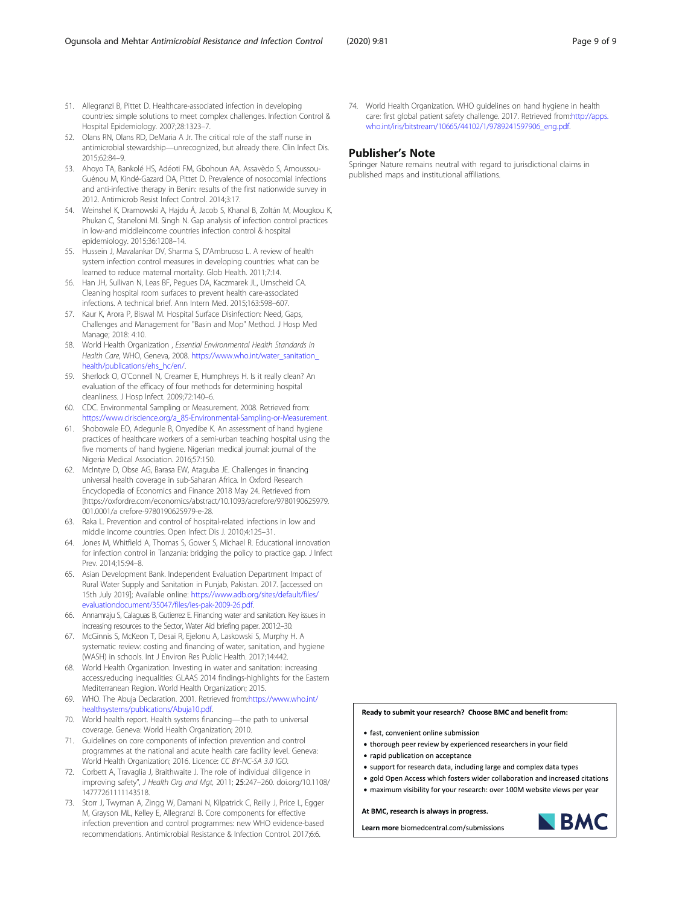51. Allegranzi B, Pittet D. Healthcare-associated infection in developing countries: simple solutions to meet complex challenges. Infection Control & Hospital Epidemiology. 2007;28:1323–7.
52. Olans RN, Olans RD, DeMaria A Jr. The critical role of the staff nurse in antimicrobial stewardship—unrecognized, but already there. Clin Infect Dis. 2015;62:84–9.
53. Ahoyo TA, Bankolé HS, Adéoti FM, Gbohoun AA, Assavèdo S, Amoussou-Guénou M, Kindé-Gazard DA, Pittet D. Prevalence of nosocomial infections and anti-infective therapy in Benin: results of the first nationwide survey in 2012. Antimicrob Resist Infect Control. 2014;3:17.
54. Weinshel K, Dramowski A, Hajdu Á, Jacob S, Khanal B, Zoltán M, Mougkou K, Phukan C, Staneloni MI. Singh N. Gap analysis of infection control practices in low-and middleincome countries infection control & hospital epidemiology. 2015;36:1208–14.
55. Hussein J, Mavalankar DV, Sharma S, D'Ambruoso L. A review of health system infection control measures in developing countries: what can be learned to reduce maternal mortality. Glob Health. 2011;7:14.
56. Han JH, Sullivan N, Leas BF, Pegues DA, Kaczmarek JL, Umscheid CA. Cleaning hospital room surfaces to prevent health care-associated infections. A technical brief. Ann Intern Med. 2015;163:598–607.
57. Kaur K, Arora P, Biswal M. Hospital Surface Disinfection: Need, Gaps, Challenges and Management for "Basin and Mop" Method. J Hosp Med Manage; 2018: 4:10.
58. World Health Organization , *Essential Environmental Health Standards in Health Care*, WHO, Geneva, 2008. https://www.who.int/water_sanitation_health/publications/ehs_hc/en/.
59. Sherlock O, O'Connell N, Creamer E, Humphreys H. Is it really clean? An evaluation of the efficacy of four methods for determining hospital cleanliness. J Hosp Infect. 2009;72:140–6.
60. CDC. Environmental Sampling or Measurement. 2008. Retrieved from: https://www.ciriscience.org/a_85-Environmental-Sampling-or-Measurement.
61. Shobowale EO, Adegunle B, Onyedibe K. An assessment of hand hygiene practices of healthcare workers of a semi-urban teaching hospital using the five moments of hand hygiene. Nigerian medical journal: journal of the Nigeria Medical Association. 2016;57:150.
62. McIntyre D, Obse AG, Barasa EW, Ataguba JE. Challenges in financing universal health coverage in sub-Saharan Africa. In Oxford Research Encyclopedia of Economics and Finance 2018 May 24. Retrieved from [https://oxfordre.com/economics/abstract/10.1093/acrefore/9780190625979.001.0001/a crefore-9780190625979-e-28.
63. Raka L. Prevention and control of hospital-related infections in low and middle income countries. Open Infect Dis J. 2010;4:125–31.
64. Jones M, Whitfield A, Thomas S, Gower S, Michael R. Educational innovation for infection control in Tanzania: bridging the policy to practice gap. J Infect Prev. 2014;15:94–8.
65. Asian Development Bank. Independent Evaluation Department Impact of Rural Water Supply and Sanitation in Punjab, Pakistan. 2017. [accessed on 15th July 2019]; Available online: https://www.adb.org/sites/default/files/evaluationdocument/35047/files/ies-pak-2009-26.pdf.
66. Annamraju S, Calaguas B, Gutierrez E. Financing water and sanitation. Key issues in increasing resources to the Sector, Water Aid briefing paper. 2001:2–30.
67. McGinnis S, McKeon T, Desai R, Ejelonu A, Laskowski S, Murphy H. A systematic review: costing and financing of water, sanitation, and hygiene (WASH) in schools. Int J Environ Res Public Health. 2017;14:442.
68. World Health Organization. Investing in water and sanitation: increasing access,reducing inequalities: GLAAS 2014 findings-highlights for the Eastern Mediterranean Region. World Health Organization; 2015.
69. WHO. The Abuja Declaration. 2001. Retrieved from:https://www.who.int/healthsystems/publications/Abuja10.pdf.
70. World health report. Health systems financing—the path to universal coverage. Geneva: World Health Organization; 2010.
71. Guidelines on core components of infection prevention and control programmes at the national and acute health care facility level. Geneva: World Health Organization; 2016. Licence: *CC BY-NC-SA 3.0 IGO*.
72. Corbett A, Travaglia J, Braithwaite J. The role of individual diligence in improving safety", *J Health Org and Mgt*, 2011; **25**:247–260. doi.org/10.1108/14777261111143518.
73. Storr J, Twyman A, Zingg W, Damani N, Kilpatrick C, Reilly J, Price L, Egger M, Grayson ML, Kelley E, Allegranzi B. Core components for effective infection prevention and control programmes: new WHO evidence-based recommendations. Antimicrobial Resistance & Infection Control. 2017;6:6.
74. World Health Organization. WHO guidelines on hand hygiene in health care: first global patient safety challenge. 2017. Retrieved from:http://apps.who.int/iris/bitstream/10665/44102/1/9789241597906_eng.pdf.

## Publisher's Note

Springer Nature remains neutral with regard to jurisdictional claims in published maps and institutional affiliations.

**Ready to submit your research? Choose BMC and benefit from:**

- fast, convenient online submission
- thorough peer review by experienced researchers in your field
- rapid publication on acceptance
- support for research data, including large and complex data types
- gold Open Access which fosters wider collaboration and increased citations
- maximum visibility for your research: over 100M website views per year

**At BMC, research is always in progress.**

**Learn more** biomedcentral.com/submissions

BMC